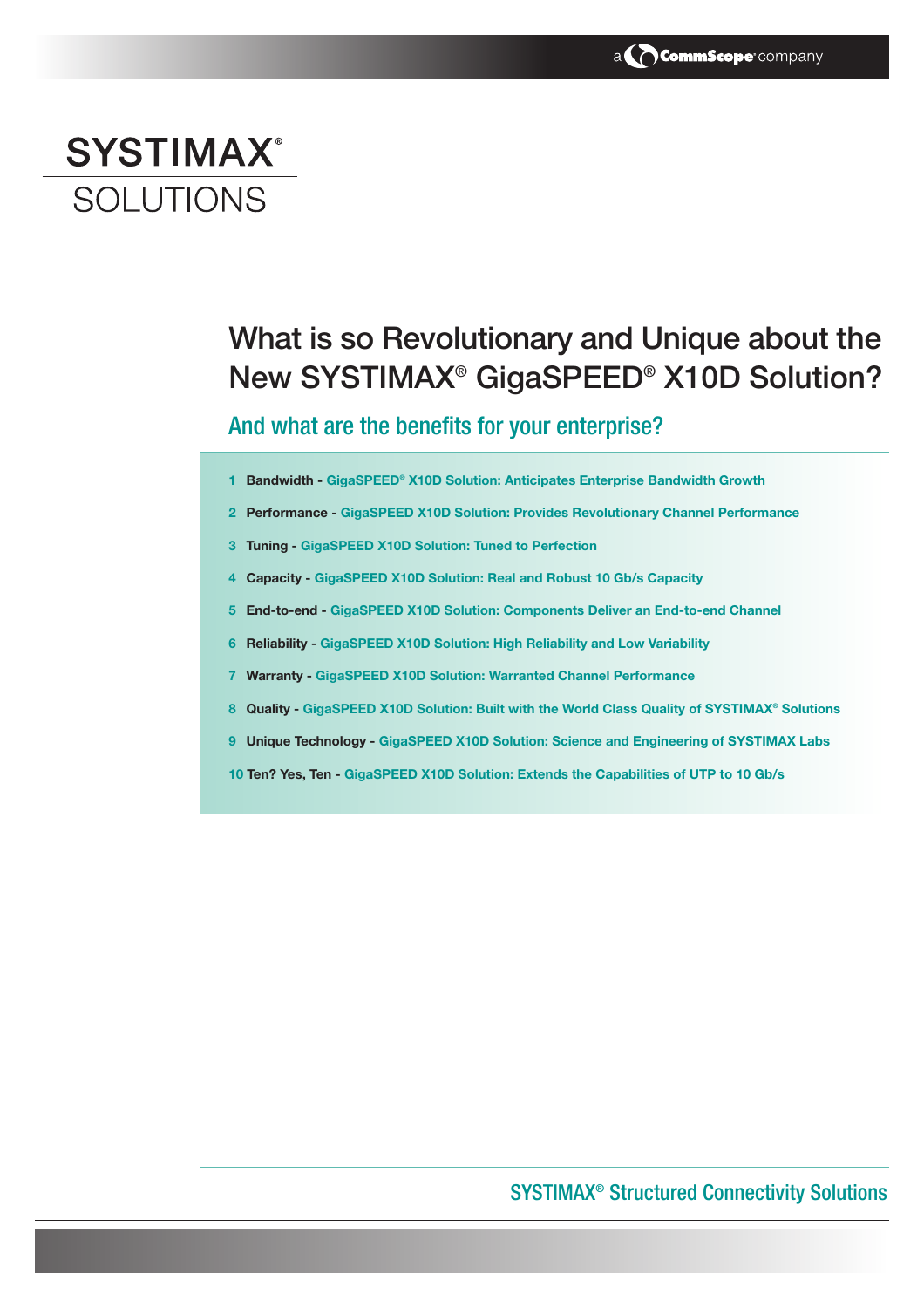a CommScope company

# SYSTIMAX® SOLUTIONS

## What is so Revolutionary and Unique about the New SYSTIMAX® GigaSPEED® X10D Solution?

### And what are the benefits for your enterprise?

1. **Bandwidth -** GigaSPEED® X10D Solution: Anticipates Enterprise Bandwidth Growth
2. **Performance -** GigaSPEED X10D Solution: Provides Revolutionary Channel Performance
3. **Tuning -** GigaSPEED X10D Solution: Tuned to Perfection
4. **Capacity -** GigaSPEED X10D Solution: Real and Robust 10 Gb/s Capacity
5. **End-to-end -** GigaSPEED X10D Solution: Components Deliver an End-to-end Channel
6. **Reliability -** GigaSPEED X10D Solution: High Reliability and Low Variability
7. **Warranty -** GigaSPEED X10D Solution: Warranted Channel Performance
8. **Quality -** GigaSPEED X10D Solution: Built with the World Class Quality of SYSTIMAX® Solutions
9. **Unique Technology -** GigaSPEED X10D Solution: Science and Engineering of SYSTIMAX Labs
10. **Ten? Yes, Ten -** GigaSPEED X10D Solution: Extends the Capabilities of UTP to 10 Gb/s

SYSTIMAX® Structured Connectivity Solutions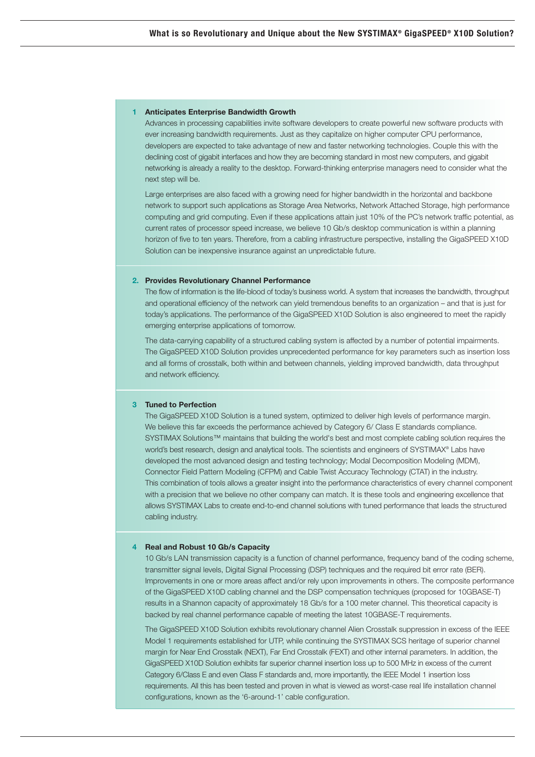## 1 Anticipates Enterprise Bandwidth Growth

Advances in processing capabilities invite software developers to create powerful new software products with ever increasing bandwidth requirements. Just as they capitalize on higher computer CPU performance, developers are expected to take advantage of new and faster networking technologies. Couple this with the declining cost of gigabit interfaces and how they are becoming standard in most new computers, and gigabit networking is already a reality to the desktop. Forward-thinking enterprise managers need to consider what the next step will be.

Large enterprises are also faced with a growing need for higher bandwidth in the horizontal and backbone network to support such applications as Storage Area Networks, Network Attached Storage, high performance computing and grid computing. Even if these applications attain just 10% of the PC's network traffic potential, as current rates of processor speed increase, we believe 10 Gb/s desktop communication is within a planning horizon of five to ten years. Therefore, from a cabling infrastructure perspective, installing the GigaSPEED X10D Solution can be inexpensive insurance against an unpredictable future.

## 2. Provides Revolutionary Channel Performance

The flow of information is the life-blood of today's business world. A system that increases the bandwidth, throughput and operational efficiency of the network can yield tremendous benefits to an organization – and that is just for today's applications. The performance of the GigaSPEED X10D Solution is also engineered to meet the rapidly emerging enterprise applications of tomorrow.

The data-carrying capability of a structured cabling system is affected by a number of potential impairments. The GigaSPEED X10D Solution provides unprecedented performance for key parameters such as insertion loss and all forms of crosstalk, both within and between channels, yielding improved bandwidth, data throughput and network efficiency.

## 3 Tuned to Perfection

The GigaSPEED X10D Solution is a tuned system, optimized to deliver high levels of performance margin. We believe this far exceeds the performance achieved by Category 6/ Class E standards compliance. SYSTIMAX Solutions™ maintains that building the world's best and most complete cabling solution requires the world's best research, design and analytical tools. The scientists and engineers of SYSTIMAX® Labs have developed the most advanced design and testing technology; Modal Decomposition Modeling (MDM), Connector Field Pattern Modeling (CFPM) and Cable Twist Accuracy Technology (CTAT) in the industry. This combination of tools allows a greater insight into the performance characteristics of every channel component with a precision that we believe no other company can match. It is these tools and engineering excellence that allows SYSTIMAX Labs to create end-to-end channel solutions with tuned performance that leads the structured cabling industry.

## 4 Real and Robust 10 Gb/s Capacity

10 Gb/s LAN transmission capacity is a function of channel performance, frequency band of the coding scheme, transmitter signal levels, Digital Signal Processing (DSP) techniques and the required bit error rate (BER). Improvements in one or more areas affect and/or rely upon improvements in others. The composite performance of the GigaSPEED X10D cabling channel and the DSP compensation techniques (proposed for 10GBASE-T) results in a Shannon capacity of approximately 18 Gb/s for a 100 meter channel. This theoretical capacity is backed by real channel performance capable of meeting the latest 10GBASE-T requirements.

The GigaSPEED X10D Solution exhibits revolutionary channel Alien Crosstalk suppression in excess of the IEEE Model 1 requirements established for UTP, while continuing the SYSTIMAX SCS heritage of superior channel margin for Near End Crosstalk (NEXT), Far End Crosstalk (FEXT) and other internal parameters. In addition, the GigaSPEED X10D Solution exhibits far superior channel insertion loss up to 500 MHz in excess of the current Category 6/Class E and even Class F standards and, more importantly, the IEEE Model 1 insertion loss requirements. All this has been tested and proven in what is viewed as worst-case real life installation channel configurations, known as the '6-around-1' cable configuration.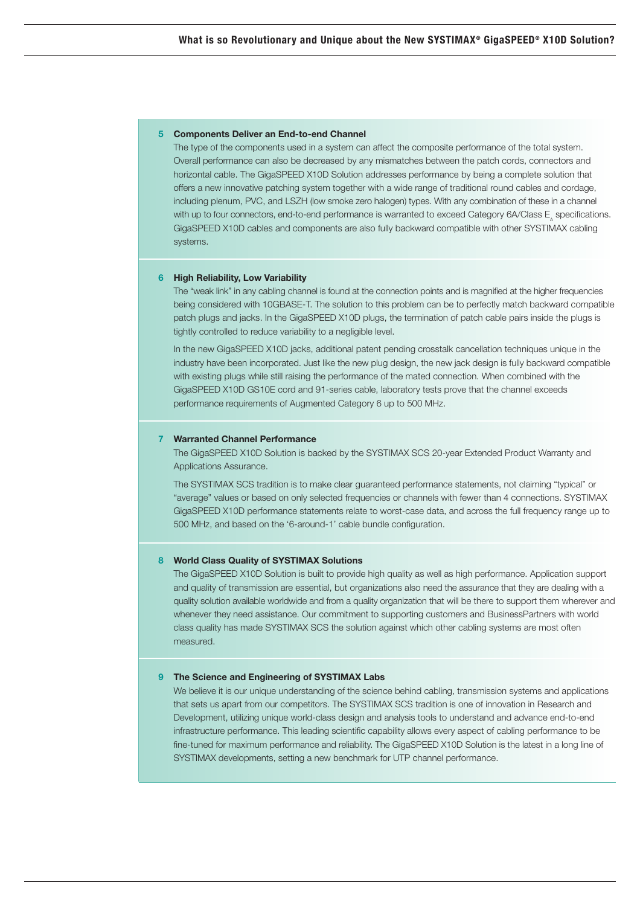### 5 Components Deliver an End-to-end Channel

The type of the components used in a system can affect the composite performance of the total system. Overall performance can also be decreased by any mismatches between the patch cords, connectors and horizontal cable. The GigaSPEED X10D Solution addresses performance by being a complete solution that offers a new innovative patching system together with a wide range of traditional round cables and cordage, including plenum, PVC, and LSZH (low smoke zero halogen) types. With any combination of these in a channel with up to four connectors, end-to-end performance is warranted to exceed Category 6A/Class $E_A$ specifications. GigaSPEED X10D cables and components are also fully backward compatible with other SYSTIMAX cabling systems.

### 6 High Reliability, Low Variability

The "weak link" in any cabling channel is found at the connection points and is magnified at the higher frequencies being considered with 10GBASE-T. The solution to this problem can be to perfectly match backward compatible patch plugs and jacks. In the GigaSPEED X10D plugs, the termination of patch cable pairs inside the plugs is tightly controlled to reduce variability to a negligible level.

In the new GigaSPEED X10D jacks, additional patent pending crosstalk cancellation techniques unique in the industry have been incorporated. Just like the new plug design, the new jack design is fully backward compatible with existing plugs while still raising the performance of the mated connection. When combined with the GigaSPEED X10D GS10E cord and 91-series cable, laboratory tests prove that the channel exceeds performance requirements of Augmented Category 6 up to 500 MHz.

### 7 Warranted Channel Performance

The GigaSPEED X10D Solution is backed by the SYSTIMAX SCS 20-year Extended Product Warranty and Applications Assurance.

The SYSTIMAX SCS tradition is to make clear guaranteed performance statements, not claiming "typical" or "average" values or based on only selected frequencies or channels with fewer than 4 connections. SYSTIMAX GigaSPEED X10D performance statements relate to worst-case data, and across the full frequency range up to 500 MHz, and based on the '6-around-1' cable bundle configuration.

### 8 World Class Quality of SYSTIMAX Solutions

The GigaSPEED X10D Solution is built to provide high quality as well as high performance. Application support and quality of transmission are essential, but organizations also need the assurance that they are dealing with a quality solution available worldwide and from a quality organization that will be there to support them wherever and whenever they need assistance. Our commitment to supporting customers and BusinessPartners with world class quality has made SYSTIMAX SCS the solution against which other cabling systems are most often measured.

### 9 The Science and Engineering of SYSTIMAX Labs

We believe it is our unique understanding of the science behind cabling, transmission systems and applications that sets us apart from our competitors. The SYSTIMAX SCS tradition is one of innovation in Research and Development, utilizing unique world-class design and analysis tools to understand and advance end-to-end infrastructure performance. This leading scientific capability allows every aspect of cabling performance to be fine-tuned for maximum performance and reliability. The GigaSPEED X10D Solution is the latest in a long line of SYSTIMAX developments, setting a new benchmark for UTP channel performance.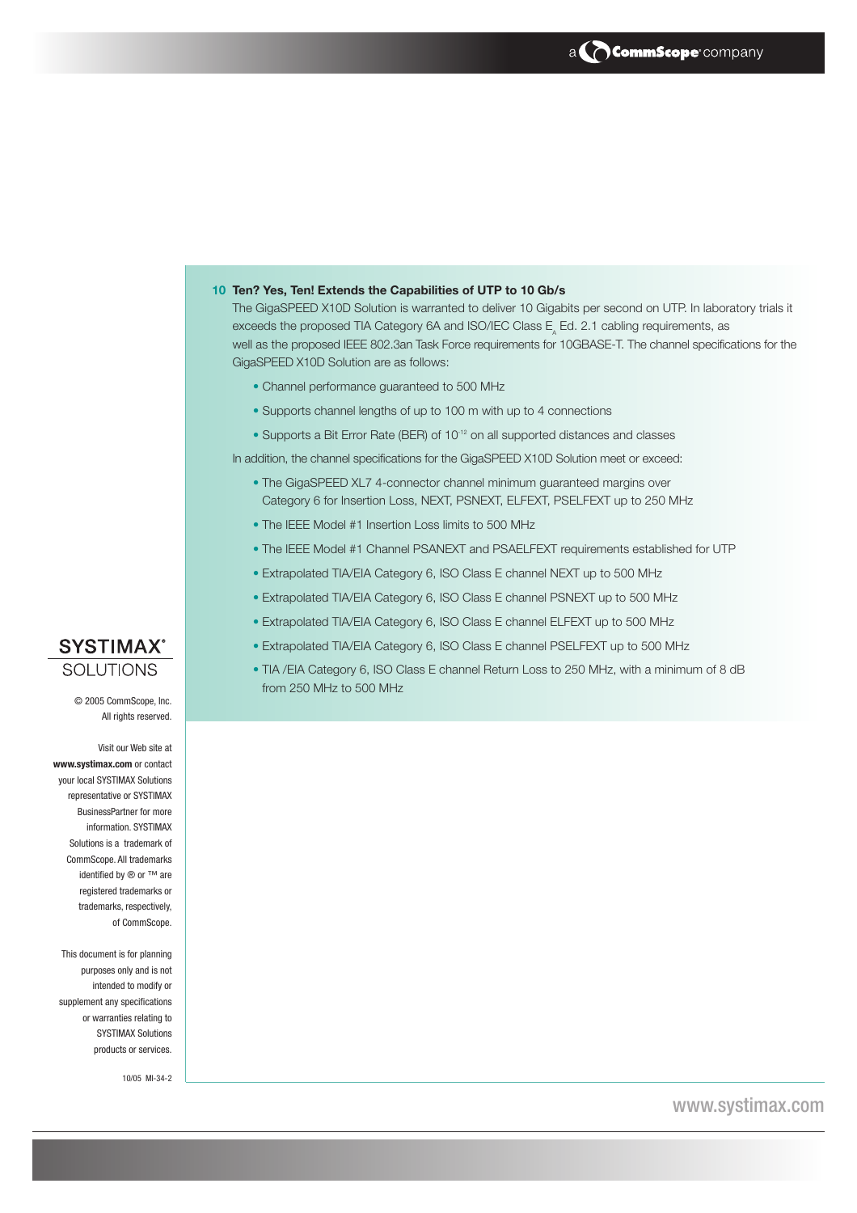### 10 Ten? Yes, Ten! Extends the Capabilities of UTP to 10 Gb/s

The GigaSPEED X10D Solution is warranted to deliver 10 Gigabits per second on UTP. In laboratory trials it exceeds the proposed TIA Category 6A and ISO/IEC Class $E_A$ Ed. 2.1 cabling requirements, as well as the proposed IEEE 802.3an Task Force requirements for 10GBASE-T. The channel specifications for the GigaSPEED X10D Solution are as follows:

- Channel performance guaranteed to 500 MHz
- Supports channel lengths of up to 100 m with up to 4 connections
- Supports a Bit Error Rate (BER) of $10^{-12}$ on all supported distances and classes

In addition, the channel specifications for the GigaSPEED X10D Solution meet or exceed:

- The GigaSPEED XL7 4-connector channel minimum guaranteed margins over Category 6 for Insertion Loss, NEXT, PSNEXT, ELFEXT, PSELFEXT up to 250 MHz
- The IEEE Model #1 Insertion Loss limits to 500 MHz
- The IEEE Model #1 Channel PSANEXT and PSAELFEXT requirements established for UTP
- Extrapolated TIA/EIA Category 6, ISO Class E channel NEXT up to 500 MHz
- Extrapolated TIA/EIA Category 6, ISO Class E channel PSNEXT up to 500 MHz
- Extrapolated TIA/EIA Category 6, ISO Class E channel ELFEXT up to 500 MHz
- Extrapolated TIA/EIA Category 6, ISO Class E channel PSELFEXT up to 500 MHz
- TIA /EIA Category 6, ISO Class E channel Return Loss to 250 MHz, with a minimum of 8 dB from 250 MHz to 500 MHz

**SYSTIMAX® SOLUTIONS**

© 2005 CommScope, Inc. All rights reserved.

Visit our Web site at **www.systimax.com** or contact your local SYSTIMAX Solutions representative or SYSTIMAX BusinessPartner for more information. SYSTIMAX Solutions is a trademark of CommScope. All trademarks identified by ® or ™ are registered trademarks or trademarks, respectively, of CommScope.

This document is for planning purposes only and is not intended to modify or supplement any specifications or warranties relating to SYSTIMAX Solutions products or services.

10/05 MI-34-2